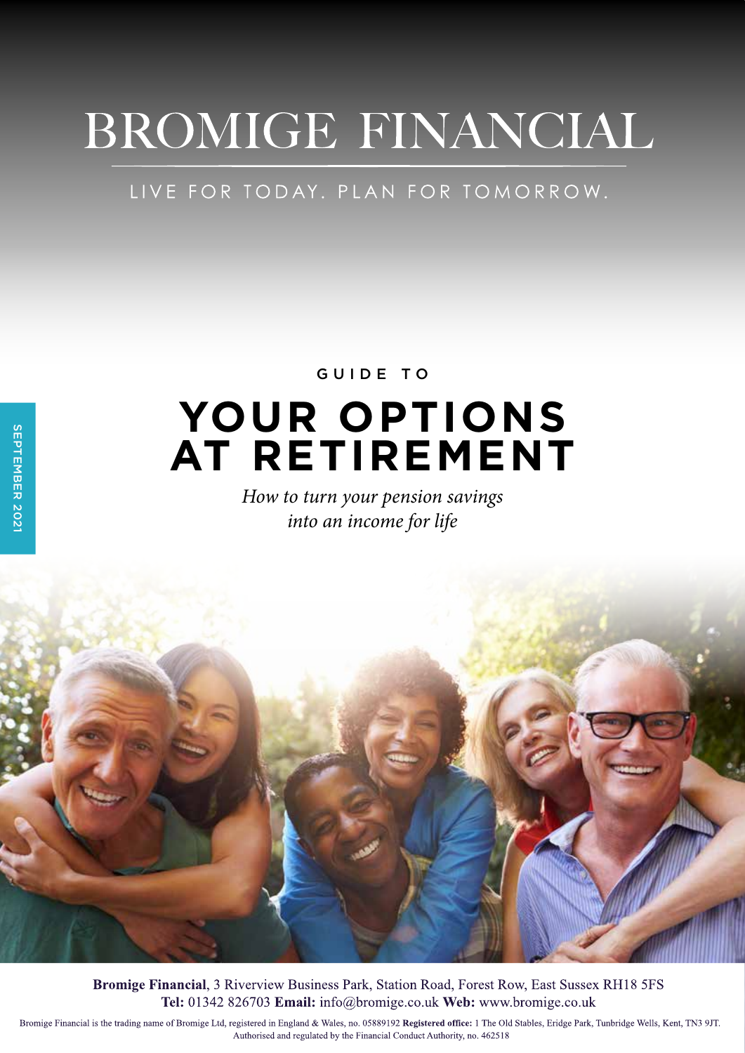# BROMIGE FINANCIAL

LIVE FOR TODAY. PLAN FOR TOMORROW.

SEPTEMBER 2021

GUIDE TO

# YOUR OPTIONS AT RETIREMENT

*How to turn your pension savings into an income for life*

**Bromige Financial**, 3 Riverview Business Park, Station Road, Forest Row, East Sussex RH18 5FS
**Tel:** 01342 826703 **Email:** info@bromige.co.uk **Web:** www.bromige.co.uk

Bromige Financial is the trading name of Bromige Ltd, registered in England & Wales, no. 05889192 **Registered office:** 1 The Old Stables, Eridge Park, Tunbridge Wells, Kent, TN3 9JT. Authorised and regulated by the Financial Conduct Authority, no. 462518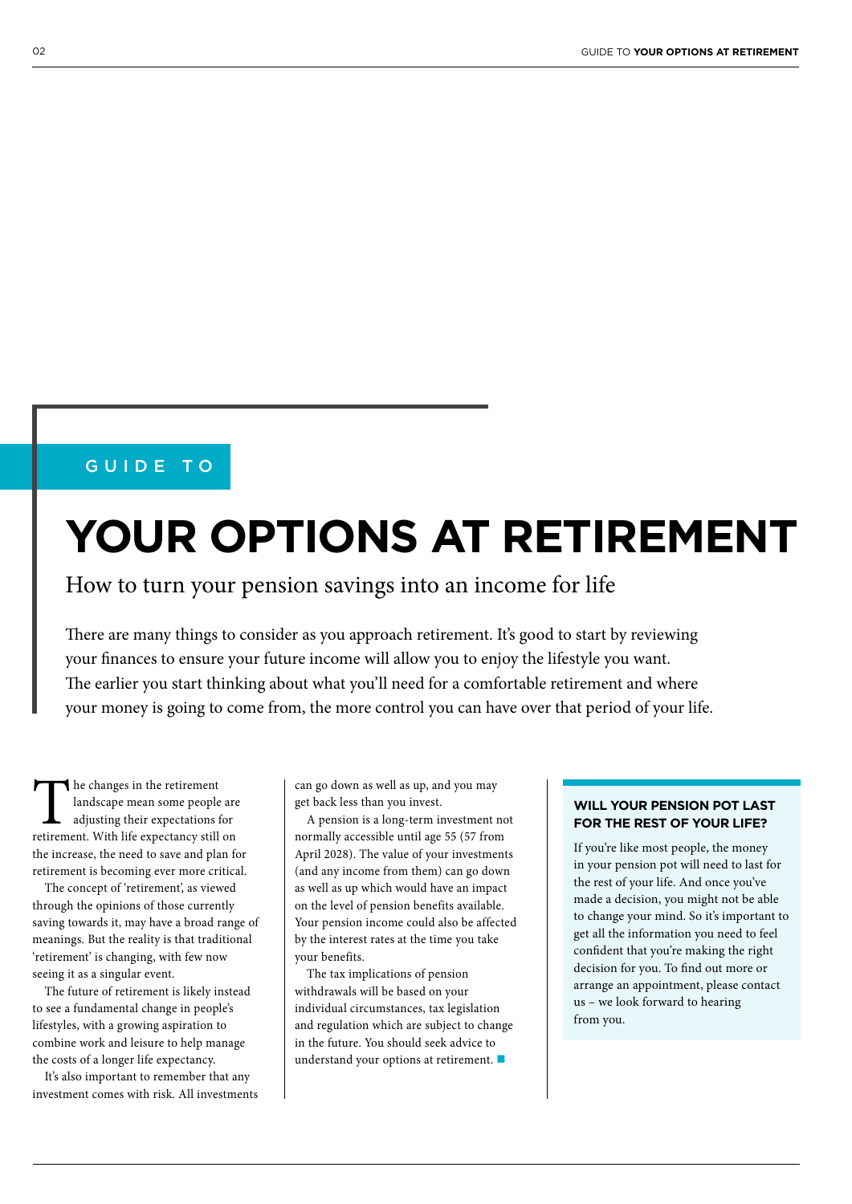GUIDE TO

# YOUR OPTIONS AT RETIREMENT

## How to turn your pension savings into an income for life

There are many things to consider as you approach retirement. It's good to start by reviewing your finances to ensure your future income will allow you to enjoy the lifestyle you want. The earlier you start thinking about what you'll need for a comfortable retirement and where your money is going to come from, the more control you can have over that period of your life.

The changes in the retirement landscape mean some people are adjusting their expectations for retirement. With life expectancy still on the increase, the need to save and plan for retirement is becoming ever more critical.

The concept of 'retirement', as viewed through the opinions of those currently saving towards it, may have a broad range of meanings. But the reality is that traditional 'retirement' is changing, with few now seeing it as a singular event.

The future of retirement is likely instead to see a fundamental change in people's lifestyles, with a growing aspiration to combine work and leisure to help manage the costs of a longer life expectancy.

It's also important to remember that any investment comes with risk. All investments can go down as well as up, and you may get back less than you invest.

A pension is a long-term investment not normally accessible until age 55 (57 from April 2028). The value of your investments (and any income from them) can go down as well as up which would have an impact on the level of pension benefits available. Your pension income could also be affected by the interest rates at the time you take your benefits.

The tax implications of pension withdrawals will be based on your individual circumstances, tax legislation and regulation which are subject to change in the future. You should seek advice to understand your options at retirement.

### WILL YOUR PENSION POT LAST FOR THE REST OF YOUR LIFE?

If you're like most people, the money in your pension pot will need to last for the rest of your life. And once you've made a decision, you might not be able to change your mind. So it's important to get all the information you need to feel confident that you're making the right decision for you. To find out more or arrange an appointment, please contact us – we look forward to hearing from you.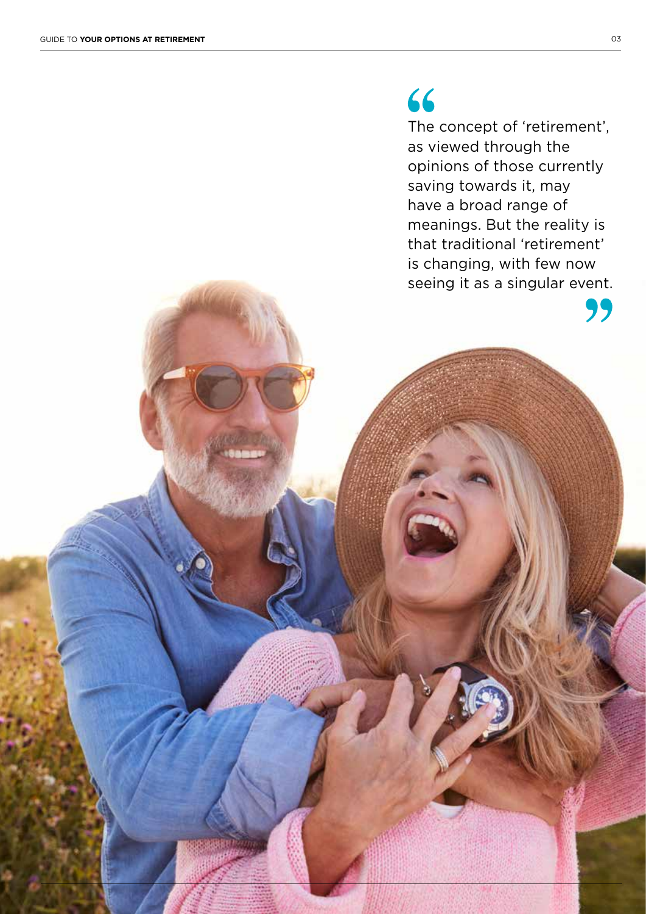> The concept of 'retirement', as viewed through the opinions of those currently saving towards it, may have a broad range of meanings. But the reality is that traditional 'retirement' is changing, with few now seeing it as a singular event.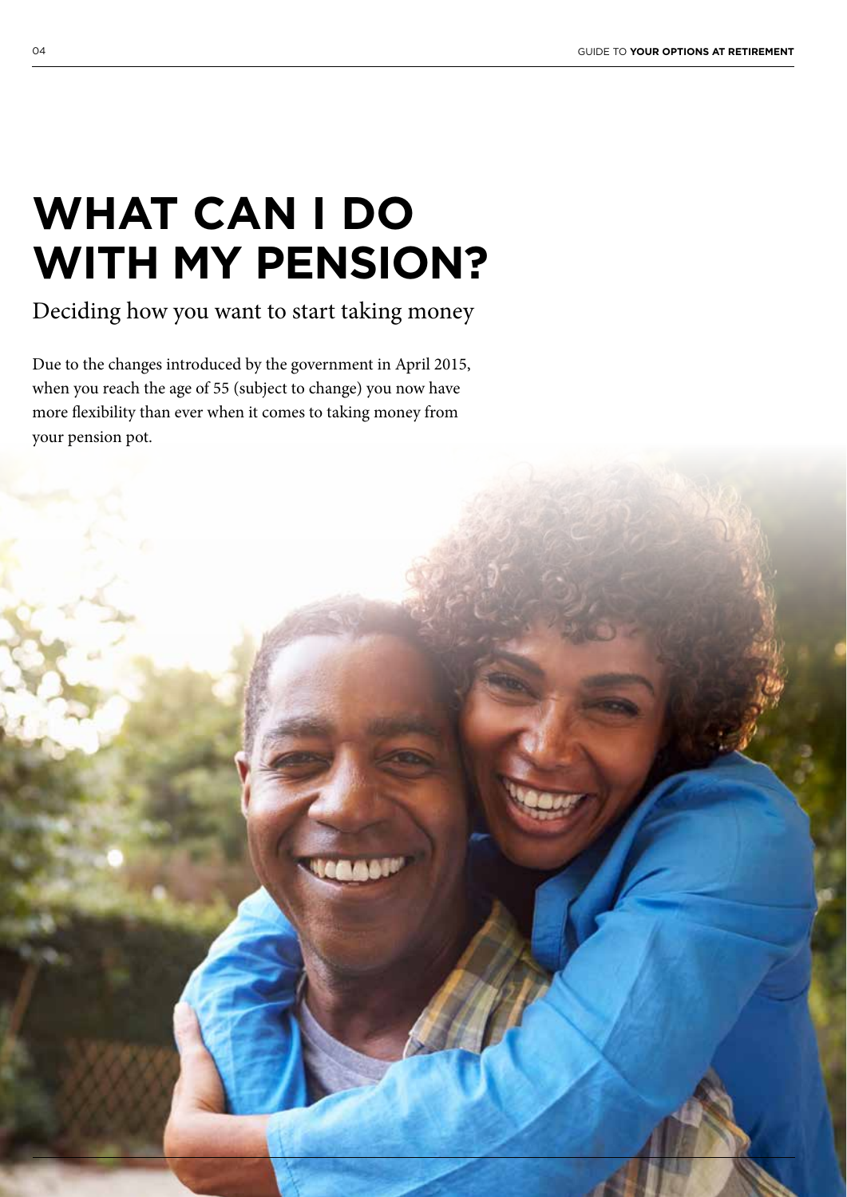# WHAT CAN I DO WITH MY PENSION?

Deciding how you want to start taking money

Due to the changes introduced by the government in April 2015, when you reach the age of 55 (subject to change) you now have more flexibility than ever when it comes to taking money from your pension pot.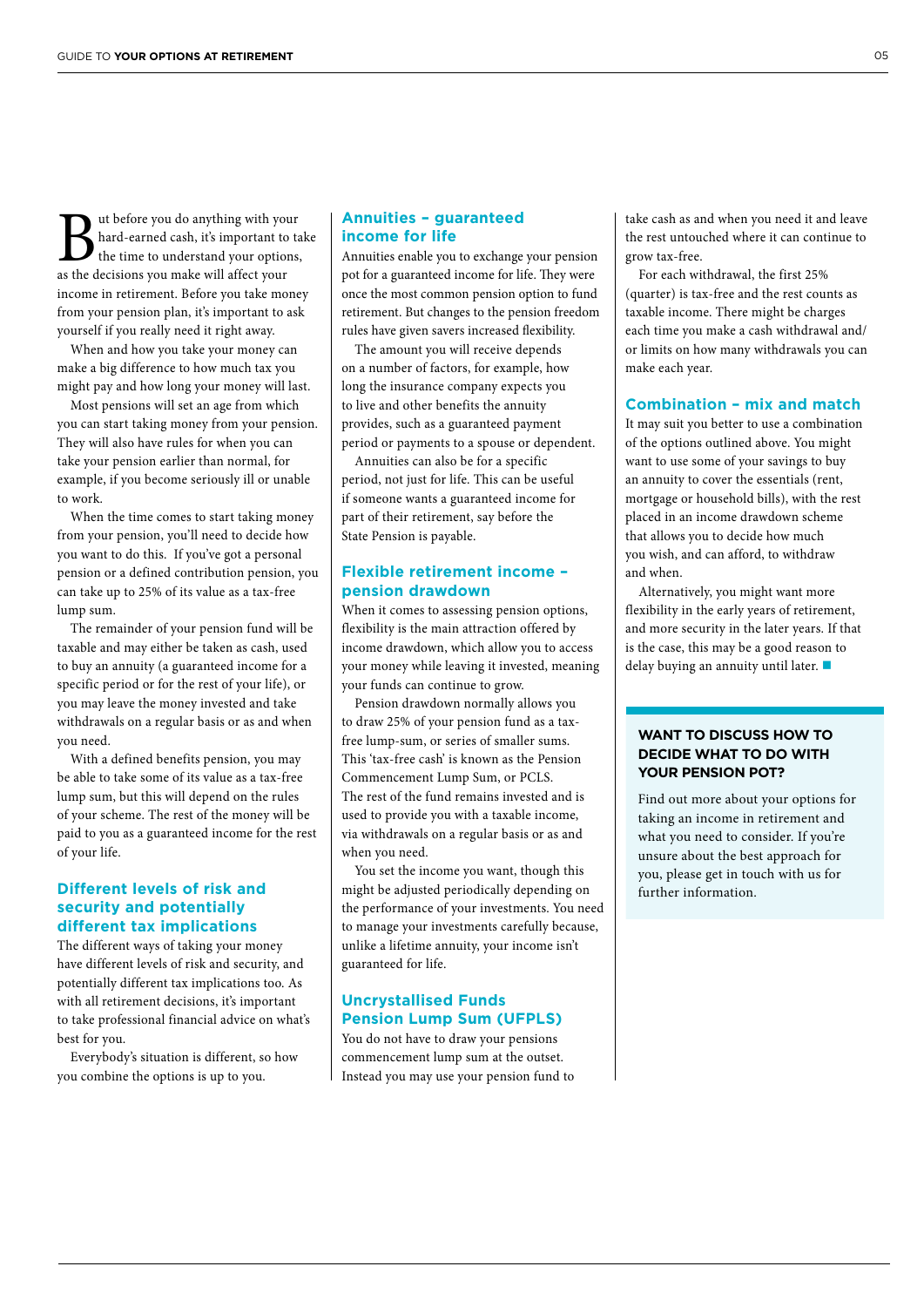But before you do anything with your hard-earned cash, it's important to take the time to understand your options, as the decisions you make will affect your income in retirement. Before you take money from your pension plan, it's important to ask yourself if you really need it right away.

When and how you take your money can make a big difference to how much tax you might pay and how long your money will last.

Most pensions will set an age from which you can start taking money from your pension. They will also have rules for when you can take your pension earlier than normal, for example, if you become seriously ill or unable to work.

When the time comes to start taking money from your pension, you'll need to decide how you want to do this. If you've got a personal pension or a defined contribution pension, you can take up to 25% of its value as a tax-free lump sum.

The remainder of your pension fund will be taxable and may either be taken as cash, used to buy an annuity (a guaranteed income for a specific period or for the rest of your life), or you may leave the money invested and take withdrawals on a regular basis or as and when you need.

With a defined benefits pension, you may be able to take some of its value as a tax-free lump sum, but this will depend on the rules of your scheme. The rest of the money will be paid to you as a guaranteed income for the rest of your life.

## Different levels of risk and security and potentially different tax implications

The different ways of taking your money have different levels of risk and security, and potentially different tax implications too. As with all retirement decisions, it's important to take professional financial advice on what's best for you.

Everybody's situation is different, so how you combine the options is up to you.

## Annuities – guaranteed income for life

Annuities enable you to exchange your pension pot for a guaranteed income for life. They were once the most common pension option to fund retirement. But changes to the pension freedom rules have given savers increased flexibility.

The amount you will receive depends on a number of factors, for example, how long the insurance company expects you to live and other benefits the annuity provides, such as a guaranteed payment period or payments to a spouse or dependent.

Annuities can also be for a specific period, not just for life. This can be useful if someone wants a guaranteed income for part of their retirement, say before the State Pension is payable.

## Flexible retirement income – pension drawdown

When it comes to assessing pension options, flexibility is the main attraction offered by income drawdown, which allow you to access your money while leaving it invested, meaning your funds can continue to grow.

Pension drawdown normally allows you to draw 25% of your pension fund as a tax-free lump-sum, or series of smaller sums. This 'tax-free cash' is known as the Pension Commencement Lump Sum, or PCLS. The rest of the fund remains invested and is used to provide you with a taxable income, via withdrawals on a regular basis or as and when you need.

You set the income you want, though this might be adjusted periodically depending on the performance of your investments. You need to manage your investments carefully because, unlike a lifetime annuity, your income isn't guaranteed for life.

## Uncrystallised Funds Pension Lump Sum (UFPLS)

You do not have to draw your pensions commencement lump sum at the outset. Instead you may use your pension fund to take cash as and when you need it and leave the rest untouched where it can continue to grow tax-free.

For each withdrawal, the first 25% (quarter) is tax-free and the rest counts as taxable income. There might be charges each time you make a cash withdrawal and/or limits on how many withdrawals you can make each year.

## Combination – mix and match

It may suit you better to use a combination of the options outlined above. You might want to use some of your savings to buy an annuity to cover the essentials (rent, mortgage or household bills), with the rest placed in an income drawdown scheme that allows you to decide how much you wish, and can afford, to withdraw and when.

Alternatively, you might want more flexibility in the early years of retirement, and more security in the later years. If that is the case, this may be a good reason to delay buying an annuity until later.

### WANT TO DISCUSS HOW TO DECIDE WHAT TO DO WITH YOUR PENSION POT?

Find out more about your options for taking an income in retirement and what you need to consider. If you're unsure about the best approach for you, please get in touch with us for further information.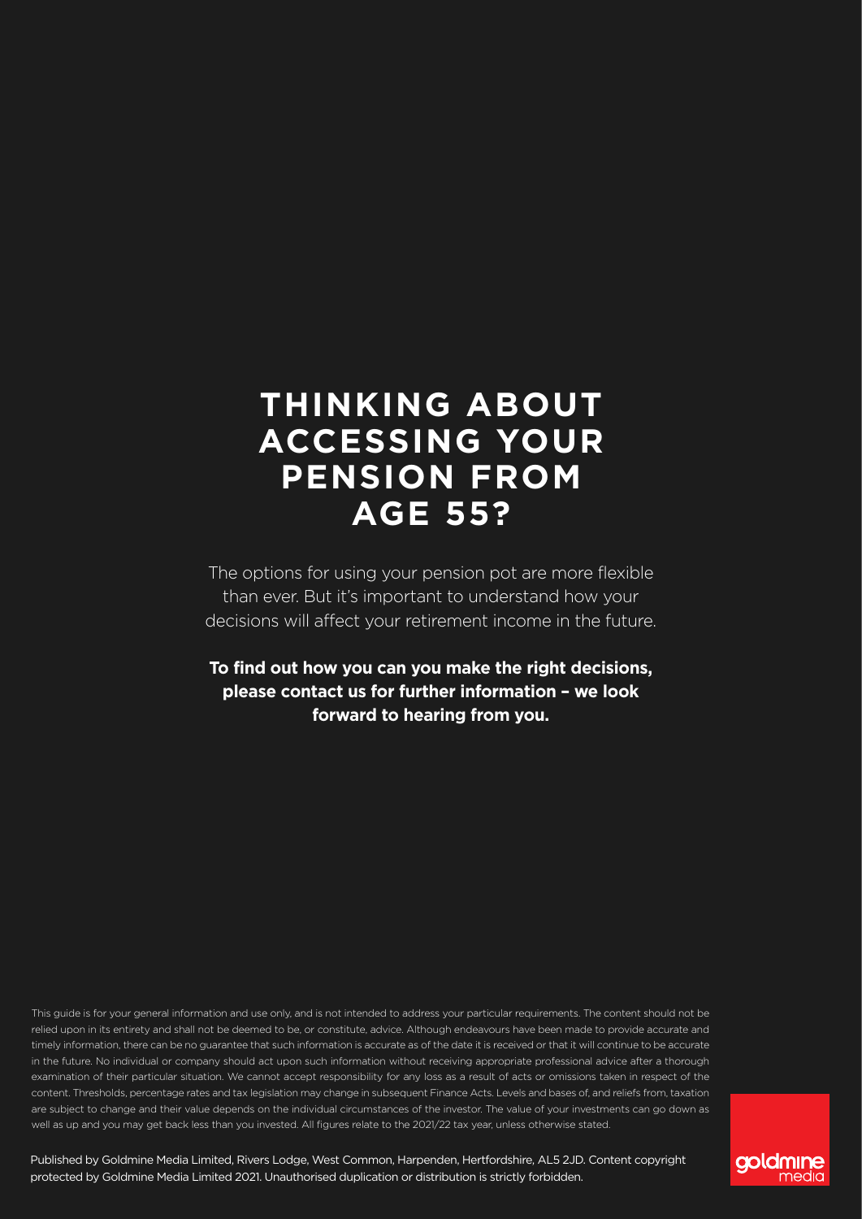# THINKING ABOUT ACCESSING YOUR PENSION FROM AGE 55?

The options for using your pension pot are more flexible than ever. But it's important to understand how your decisions will affect your retirement income in the future.

**To find out how you can you make the right decisions, please contact us for further information – we look forward to hearing from you.**

This guide is for your general information and use only, and is not intended to address your particular requirements. The content should not be relied upon in its entirety and shall not be deemed to be, or constitute, advice. Although endeavours have been made to provide accurate and timely information, there can be no guarantee that such information is accurate as of the date it is received or that it will continue to be accurate in the future. No individual or company should act upon such information without receiving appropriate professional advice after a thorough examination of their particular situation. We cannot accept responsibility for any loss as a result of acts or omissions taken in respect of the content. Thresholds, percentage rates and tax legislation may change in subsequent Finance Acts. Levels and bases of, and reliefs from, taxation are subject to change and their value depends on the individual circumstances of the investor. The value of your investments can go down as well as up and you may get back less than you invested. All figures relate to the 2021/22 tax year, unless otherwise stated.

Published by Goldmine Media Limited, Rivers Lodge, West Common, Harpenden, Hertfordshire, AL5 2JD. Content copyright protected by Goldmine Media Limited 2021. Unauthorised duplication or distribution is strictly forbidden.

goldmine media